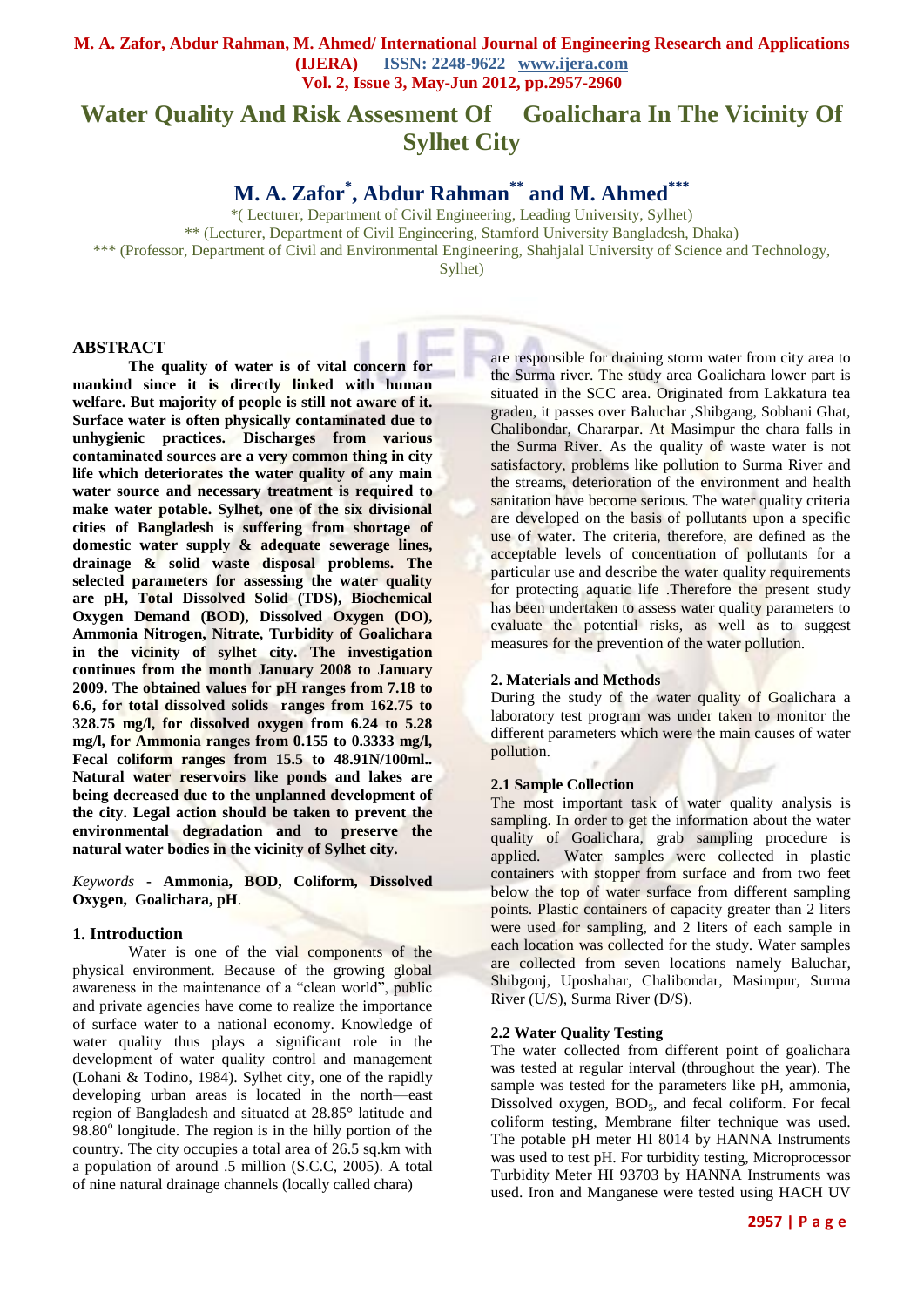# Water Quality And Risk Assesment Of Goalichara In The Vicinity Of Sylhet City

## M. A. Zafor[*], Abdur Rahman[**] and M. Ahmed[***]

*( Lecturer, Department of Civil Engineering, Leading University, Sylhet)
** (Lecturer, Department of Civil Engineering, Stamford University Bangladesh, Dhaka)
*** (Professor, Department of Civil and Environmental Engineering, Shahjalal University of Science and Technology, Sylhet)

## ABSTRACT

**The quality of water is of vital concern for mankind since it is directly linked with human welfare. But majority of people is still not aware of it. Surface water is often physically contaminated due to unhygienic practices. Discharges from various contaminated sources are a very common thing in city life which deteriorates the water quality of any main water source and necessary treatment is required to make water potable. Sylhet, one of the six divisional cities of Bangladesh is suffering from shortage of domestic water supply & adequate sewerage lines, drainage & solid waste disposal problems. The selected parameters for assessing the water quality are pH, Total Dissolved Solid (TDS), Biochemical Oxygen Demand (BOD), Dissolved Oxygen (DO), Ammonia Nitrogen, Nitrate, Turbidity of Goalichara in the vicinity of sylhet city. The investigation continues from the month January 2008 to January 2009. The obtained values for pH ranges from 7.18 to 6.6, for total dissolved solids ranges from 162.75 to 328.75 mg/l, for dissolved oxygen from 6.24 to 5.28 mg/l, for Ammonia ranges from 0.155 to 0.3333 mg/l, Fecal coliform ranges from 15.5 to 48.91N/100ml.. Natural water reservoirs like ponds and lakes are being decreased due to the unplanned development of the city. Legal action should be taken to prevent the environmental degradation and to preserve the natural water bodies in the vicinity of Sylhet city.**

*Keywords* - **Ammonia, BOD, Coliform, Dissolved Oxygen, Goalichara, pH**.

## 1. Introduction

Water is one of the vial components of the physical environment. Because of the growing global awareness in the maintenance of a "clean world", public and private agencies have come to realize the importance of surface water to a national economy. Knowledge of water quality thus plays a significant role in the development of water quality control and management (Lohani & Todino, 1984). Sylhet city, one of the rapidly developing urban areas is located in the north—east region of Bangladesh and situated at 28.85° latitude and 98.80° longitude. The region is in the hilly portion of the country. The city occupies a total area of 26.5 sq.km with a population of around .5 million (S.C.C, 2005). A total of nine natural drainage channels (locally called chara) are responsible for draining storm water from city area to the Surma river. The study area Goalichara lower part is situated in the SCC area. Originated from Lakkatura tea graden, it passes over Baluchar ,Shibgang, Sobhani Ghat, Chalibondar, Chhararpar. At Masimpur the chara falls in the Surma River. As the quality of waste water is not satisfactory, problems like pollution to Surma River and the streams, deterioration of the environment and health sanitation have become serious. The water quality criteria are developed on the basis of pollutants upon a specific use of water. The criteria, therefore, are defined as the acceptable levels of concentration of pollutants for a particular use and describe the water quality requirements for protecting aquatic life .Therefore the present study has been undertaken to assess water quality parameters to evaluate the potential risks, as well as to suggest measures for the prevention of the water pollution.

## 2. Materials and Methods

During the study of the water quality of Goalichara a laboratory test program was under taken to monitor the different parameters which were the main causes of water pollution.

### 2.1 Sample Collection

The most important task of water quality analysis is sampling. In order to get the information about the water quality of Goalichara, grab sampling procedure is applied. Water samples were collected in plastic containers with stopper from surface and from two feet below the top of water surface from different sampling points. Plastic containers of capacity greater than 2 liters were used for sampling, and 2 liters of each sample in each location was collected for the study. Water samples are collected from seven locations namely Baluchar, Shibgonj, Uposhahar, Chalibondar, Masimpur, Surma River (U/S), Surma River (D/S).

### 2.2 Water Quality Testing

The water collected from different point of goalichara was tested at regular interval (throughout the year). The sample was tested for the parameters like pH, ammonia, Dissolved oxygen, $BOD_5$, and fecal coliform. For fecal coliform testing, Membrane filter technique was used. The potable pH meter HI 8014 by HANNA Instruments was used to test pH. For turbidity testing, Microprocessor Turbidity Meter HI 93703 by HANNA Instruments was used. Iron and Manganese were tested using HACH UV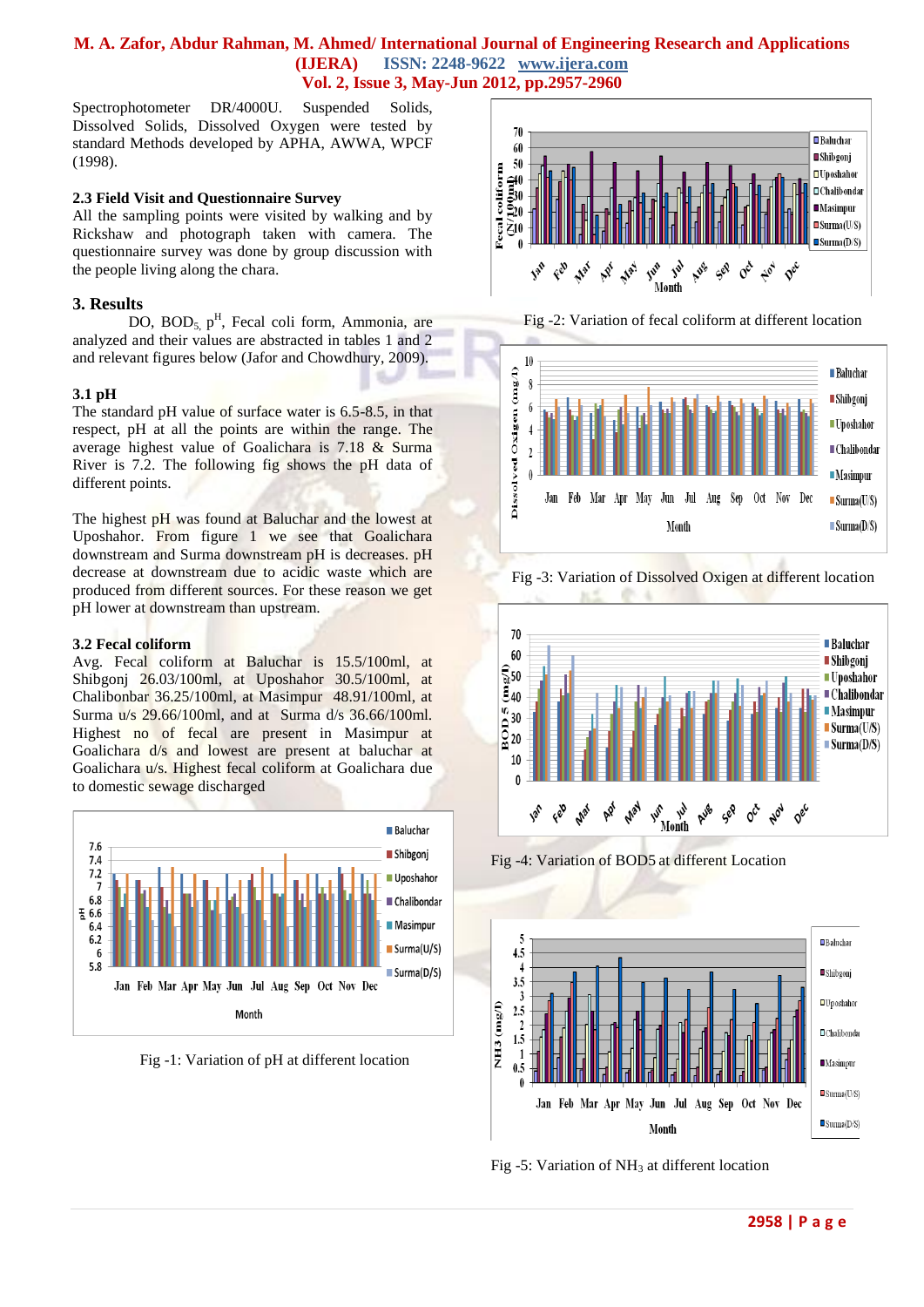Spectrophotometer DR/4000U. Suspended Solids, Dissolved Solids, Dissolved Oxygen were tested by standard Methods developed by APHA, AWWA, WPCF (1998).

### 2.3 Field Visit and Questionnaire Survey

All the sampling points were visited by walking and by Rickshaw and photograph taken with camera. The questionnaire survey was done by group discussion with the people living along the chara.

## 3. Results

DO, $BOD_5$, $p^H$, Fecal coli form, Ammonia, are analyzed and their values are abstracted in tables 1 and 2 and relevant figures below (Jafor and Chowdhury, 2009).

### 3.1 pH

The standard pH value of surface water is 6.5-8.5, in that respect, pH at all the points are within the range. The average highest value of Goalichara is 7.18 & Surma River is 7.2. The following fig shows the pH data of different points.

The highest pH was found at Baluchar and the lowest at Uposhahor. From figure 1 we see that Goalichara downstream and Surma downstream pH is decreases. pH decrease at downstream due to acidic waste which are produced from different sources. For these reason we get pH lower at downstream than upstream.

### 3.2 Fecal coliform

Avg. Fecal coliform at Baluchar is 15.5/100ml, at Shibgonj 26.03/100ml, at Uposhahor 30.5/100ml, at Chalibonbar 36.25/100ml, at Masimpur 48.91/100ml, at Surma u/s 29.66/100ml, and at Surma d/s 36.66/100ml. Highest no of fecal are present in Masimpur at Goalichara d/s and lowest are present at baluchar at Goalichara u/s. Highest fecal coliform at Goalichara due to domestic sewage discharged

Fig -1: Variation of pH at different location

Fig -2: Variation of fecal coliform at different location

Fig -3: Variation of Dissolved Oxigen at different location

Fig -4: Variation of BOD5 at different Location

Fig -5: Variation of $NH_3$ at different location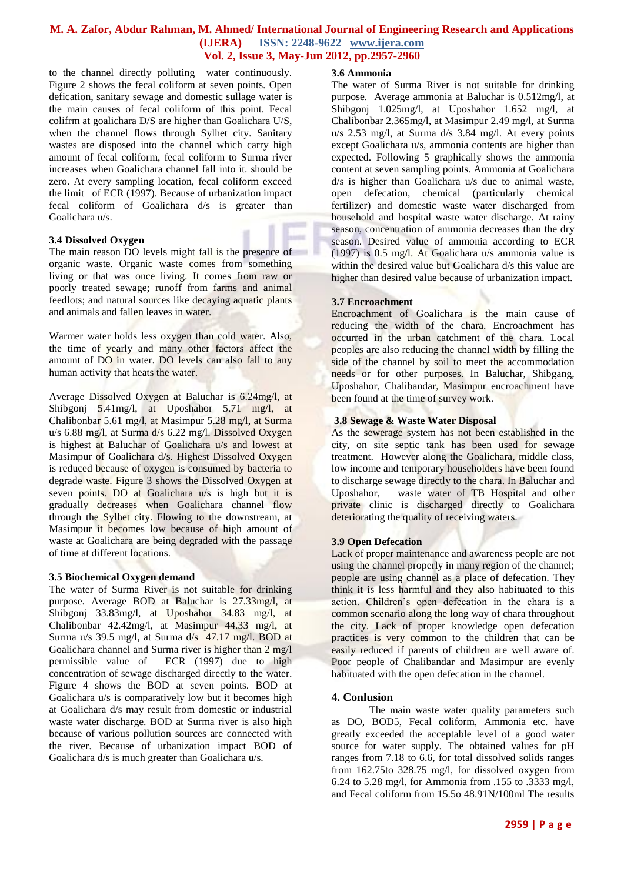to the channel directly polluting water continuously. Figure 2 shows the fecal coliform at seven points. Open defication, sanitary sewage and domestic sullage water is the main causes of fecal coliform of this point. Fecal colifrm at goalichara D/S are higher than Goalichara U/S, when the channel flows through Sylhet city. Sanitary wastes are disposed into the channel which carry high amount of fecal coliform, fecal coliform to Surma river increases when Goalichara channel fall into it. should be zero. At every sampling location, fecal coliform exceed the limit of ECR (1997). Because of urbanization impact fecal coliform of Goalichara d/s is greater than Goalichara u/s.

### 3.4 Dissolved Oxygen

The main reason DO levels might fall is the presence of organic waste. Organic waste comes from something living or that was once living. It comes from raw or poorly treated sewage; runoff from farms and animal feedlots; and natural sources like decaying aquatic plants and animals and fallen leaves in water.

Warmer water holds less oxygen than cold water. Also, the time of yearly and many other factors affect the amount of DO in water. DO levels can also fall to any human activity that heats the water.

Average Dissolved Oxygen at Baluchar is 6.24mg/l, at Shibgonj 5.41mg/l, at Uposhahor 5.71 mg/l, at Chalibonbar 5.61 mg/l, at Masimpur 5.28 mg/l, at Surma u/s 6.88 mg/l, at Surma d/s 6.22 mg/l. Dissolved Oxygen is highest at Baluchar of Goalichara u/s and lowest at Masimpur of Goalichara d/s. Highest Dissolved Oxygen is reduced because of oxygen is consumed by bacteria to degrade waste. Figure 3 shows the Dissolved Oxygen at seven points. DO at Goalichara u/s is high but it is gradually decreases when Goalichara channel flow through the Sylhet city. Flowing to the downstream, at Masimpur it becomes low because of high amount of waste at Goalichara are being degraded with the passage of time at different locations.

### 3.5 Biochemical Oxygen demand

The water of Surma River is not suitable for drinking purpose. Average BOD at Baluchar is 27.33mg/l, at Shibgonj 33.83mg/l, at Uposhahor 34.83 mg/l, at Chalibonbar 42.42mg/l, at Masimpur 44.33 mg/l, at Surma u/s 39.5 mg/l, at Surma d/s 47.17 mg/l. BOD at Goalichara channel and Surma river is higher than 2 mg/l permissible value of ECR (1997) due to high concentration of sewage discharged directly to the water. Figure 4 shows the BOD at seven points. BOD at Goalichara u/s is comparatively low but it becomes high at Goalichara d/s may result from domestic or industrial waste water discharge. BOD at Surma river is also high because of various pollution sources are connected with the river. Because of urbanization impact BOD of Goalichara d/s is much greater than Goalichara u/s.

### 3.6 Ammonia

The water of Surma River is not suitable for drinking purpose. Average ammonia at Baluchar is 0.512mg/l, at Shibgonj 1.025mg/l, at Uposhahor 1.652 mg/l, at Chalibonbar 2.365mg/l, at Masimpur 2.49 mg/l, at Surma u/s 2.53 mg/l, at Surma d/s 3.84 mg/l. At every points except Goalichara u/s, ammonia contents are higher than expected. Following 5 graphically shows the ammonia content at seven sampling points. Ammonia at Goalichara d/s is higher than Goalichara u/s due to animal waste, open defecation, chemical (particularly chemical fertilizer) and domestic waste water discharged from household and hospital waste water discharge. At rainy season, concentration of ammonia decreases than the dry season. Desired value of ammonia according to ECR (1997) is 0.5 mg/l. At Goalichara u/s ammonia value is within the desired value but Goalichara d/s this value are higher than desired value because of urbanization impact.

### 3.7 Encroachment

Encroachment of Goalichara is the main cause of reducing the width of the chara. Encroachment has occurred in the urban catchment of the chara. Local peoples are also reducing the channel width by filling the side of the channel by soil to meet the accommodation needs or for other purposes. In Baluchar, Shibgang, Uposhahor, Chalibandar, Masimpur encroachment have been found at the time of survey work.

### 3.8 Sewage & Waste Water Disposal

As the sewerage system has not been established in the city, on site septic tank has been used for sewage treatment. However along the Goalichara, middle class, low income and temporary householders have been found to discharge sewage directly to the chara. In Baluchar and Uposhahor, waste water of TB Hospital and other private clinic is discharged directly to Goalichara deteriorating the quality of receiving waters.

### 3.9 Open Defecation

Lack of proper maintenance and awareness people are not using the channel properly in many region of the channel; people are using channel as a place of defecation. They think it is less harmful and they also habituated to this action. Children's open defecation in the chara is a common scenario along the long way of chara throughout the city. Lack of proper knowledge open defecation practices is very common to the children that can be easily reduced if parents of children are well aware of. Poor people of Chalibandar and Masimpur are evenly habituated with the open defecation in the channel.

## 4. Conlusion

The main waste water quality parameters such as DO, BOD5, Fecal coliform, Ammonia etc. have greatly exceeded the acceptable level of a good water source for water supply. The obtained values for pH ranges from 7.18 to 6.6, for total dissolved solids ranges from 162.75to 328.75 mg/l, for dissolved oxygen from 6.24 to 5.28 mg/l, for Ammonia from .155 to .3333 mg/l, and Fecal coliform from 15.5o 48.91N/100ml The results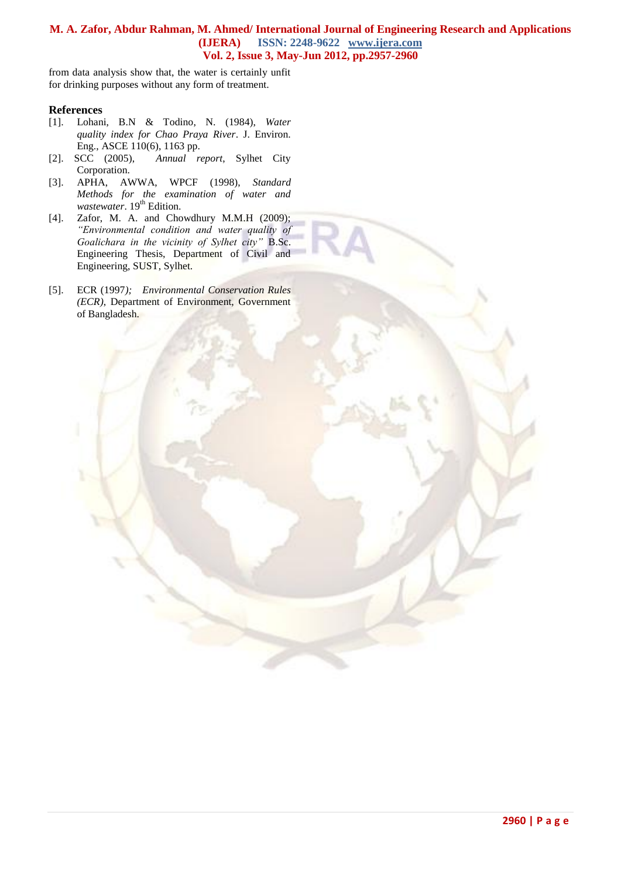from data analysis show that, the water is certainly unfit for drinking purposes without any form of treatment.

## References

[1]. Lohani, B.N & Todino, N. (1984), *Water quality index for Chao Praya River*. J. Environ. Eng., ASCE 110(6), 1163 pp.

[2]. SCC (2005), *Annual report*, Sylhet City Corporation.

[3]. APHA, AWWA, WPCF (1998), *Standard Methods for the examination of water and wastewater*. 19th Edition.

[4]. Zafor, M. A. and Chowdhury M.M.H (2009); *"Environmental condition and water quality of Goalichara in the vicinity of Sylhet city"* B.Sc. Engineering Thesis, Department of Civil and Engineering, SUST, Sylhet.

[5]. ECR (1997*); Environmental Conservation Rules (ECR)*, Department of Environment, Government of Bangladesh.